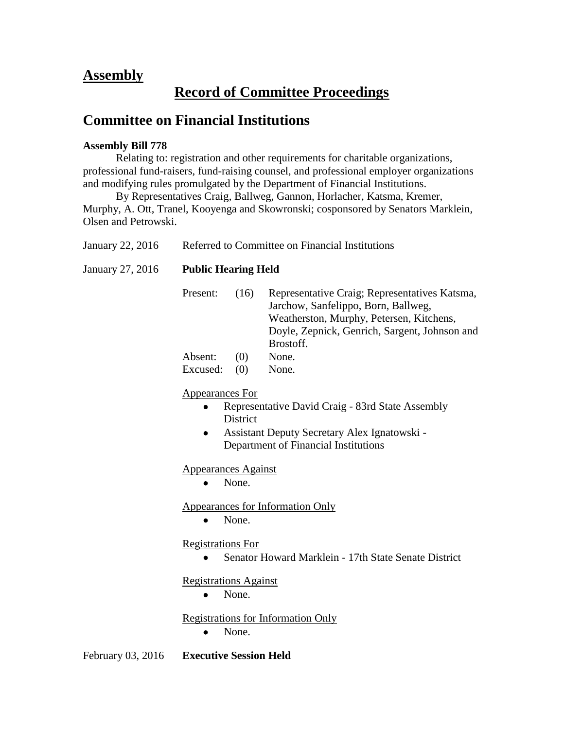## Assembly

# Record of Committee Proceedings

## Committee on Financial Institutions

**Assembly Bill 778**

Relating to: registration and other requirements for charitable organizations, professional fund-raisers, fund-raising counsel, and professional employer organizations and modifying rules promulgated by the Department of Financial Institutions.

By Representatives Craig, Ballweg, Gannon, Horlacher, Katsma, Kremer, Murphy, A. Ott, Tranel, Kooyenga and Skowronski; cosponsored by Senators Marklein, Olsen and Petrowski.

January 22, 2016 Referred to Committee on Financial Institutions

January 27, 2016 **Public Hearing Held**

Present: (16) Representative Craig; Representatives Katsma, Jarchow, Sanfelippo, Born, Ballweg, Weatherston, Murphy, Petersen, Kitchens, Doyle, Zepnick, Genrich, Sargent, Johnson and Brostoff.

Absent: (0) None.

Excused: (0) None.

Appearances For

- Representative David Craig - 83rd State Assembly District
- Assistant Deputy Secretary Alex Ignatowski - Department of Financial Institutions

Appearances Against

- None.

Appearances for Information Only

- None.

Registrations For

- Senator Howard Marklein - 17th State Senate District

Registrations Against

- None.

Registrations for Information Only

- None.

February 03, 2016 **Executive Session Held**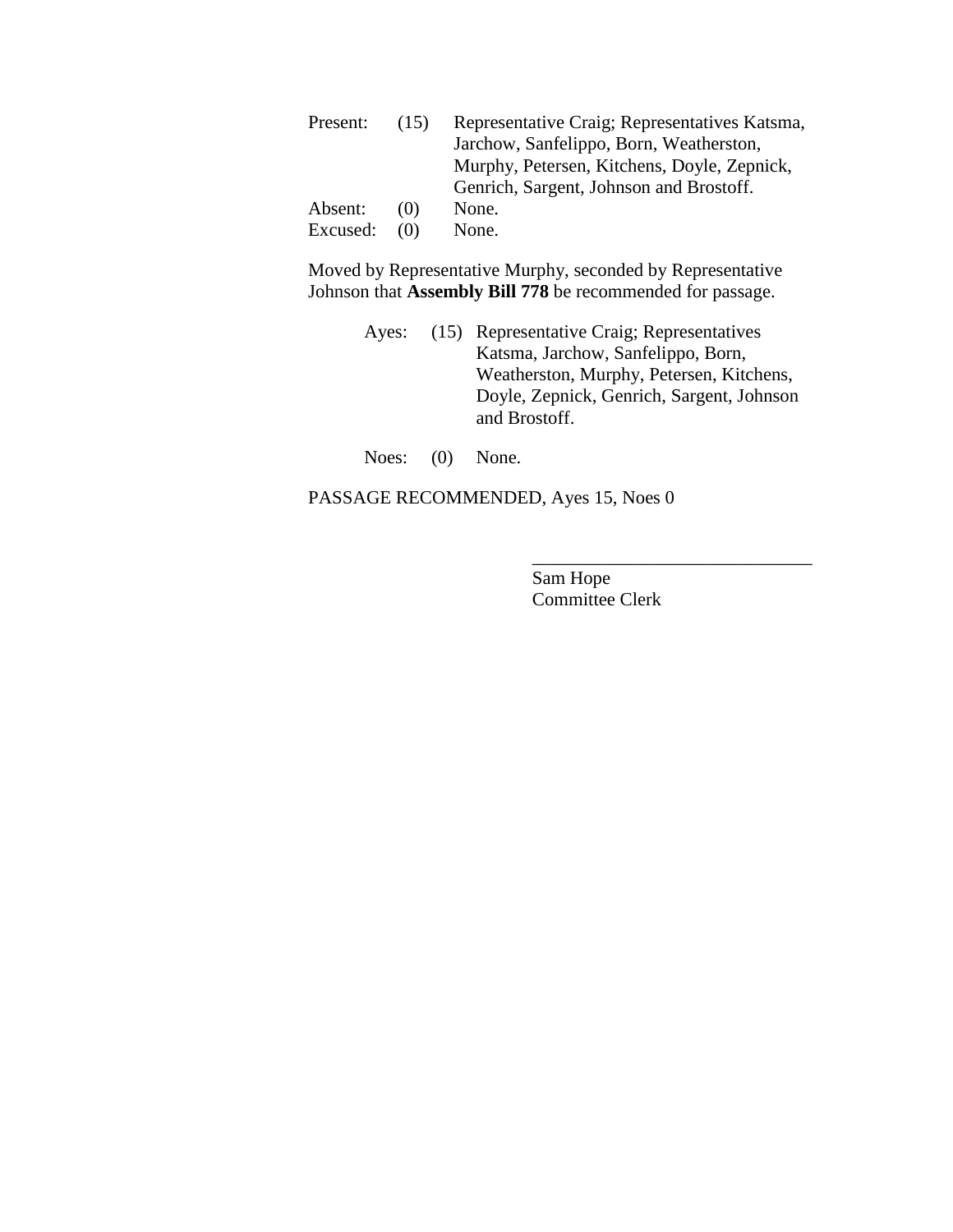Present: (15) Representative Craig; Representatives Katsma, Jarchow, Sanfelippo, Born, Weatherston, Murphy, Petersen, Kitchens, Doyle, Zepnick, Genrich, Sargent, Johnson and Brostoff.

Absent: (0) None.

Excused: (0) None.

Moved by Representative Murphy, seconded by Representative Johnson that **Assembly Bill 778** be recommended for passage.

Ayes: (15) Representative Craig; Representatives Katsma, Jarchow, Sanfelippo, Born, Weatherston, Murphy, Petersen, Kitchens, Doyle, Zepnick, Genrich, Sargent, Johnson and Brostoff.

Noes: (0) None.

PASSAGE RECOMMENDED, Ayes 15, Noes 0

\_\_\_\_\_\_\_\_\_\_\_\_\_\_\_\_\_\_\_\_\_\_\_\_\_\_\_\_\_\_

Sam Hope
Committee Clerk